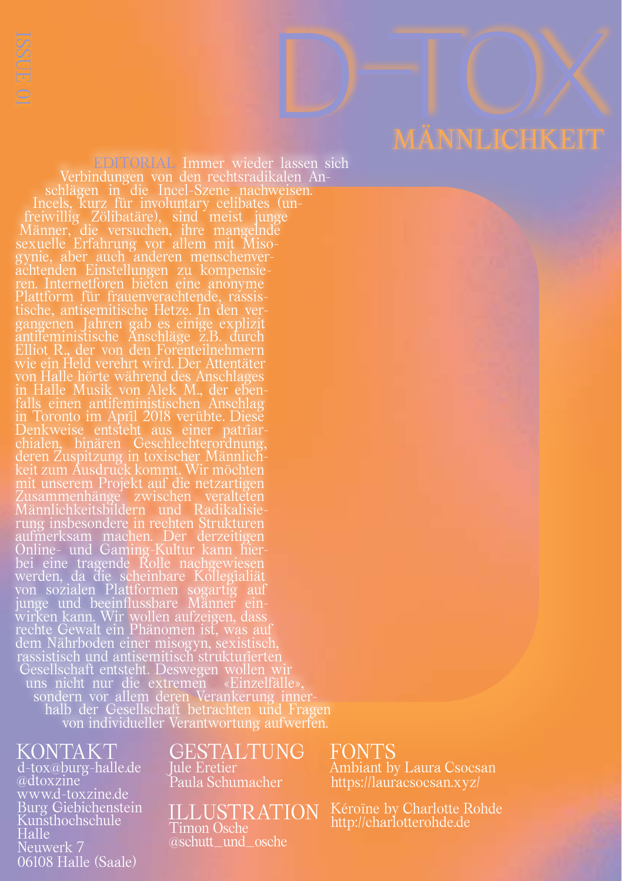ISSUE 01

# D-TOX

## MÄNNLICHKEIT

EDITORIAL Immer wieder lassen sich Verbindungen von den rechtsradikalen Anschlägen in die Incel-Szene nachweisen. Incels, kurz für involuntary celibates (unfreiwillig Zölibatäre), sind meist junge Männer, die versuchen, ihre mangelnde sexuelle Erfahrung vor allem mit Misogynie, aber auch anderen menschenverachtenden Einstellungen zu kompensieren. Internetforen bieten eine anonyme Plattform für frauenverachtende, rassistische, antisemitische Hetze. In den vergangenen Jahren gab es einige explizit antifeministische Anschläge z.B. durch Elliot R., der von den Forenteilnehmern wie ein Held verehrt wird. Der Attentäter von Halle hörte während des Anschlages in Halle Musik von Alek M., der ebenfalls einen antifeministischen Anschlag in Toronto im April 2018 verübte. Diese Denkweise entsteht aus einer patriarchialen, binären Geschlechterordnung, deren Zuspitzung in toxischer Männlichkeit zum Ausdruck kommt. Wir möchten mit unserem Projekt auf die netzartigen Zusammenhänge zwischen veralteten Männlichkeitsbildern und Radikalisierung insbesondere in rechten Strukturen aufmerksam machen. Der derzeitigen Online- und Gaming-Kultur kann hierbei eine tragende Rolle nachgewiesen werden, da die scheinbare Kollegialiät von sozialen Plattformen sogartig auf junge und beeinflussbare Männer einwirken kann. Wir wollen aufzeigen, dass rechte Gewalt ein Phänomen ist, was auf dem Nährboden einer misogyn, sexistisch, rassistisch und antisemitisch strukturierten Gesellschaft entsteht. Deswegen wollen wir uns nicht nur die extremen «Einzelfälle», sondern vor allem deren Verankerung innerhalb der Gesellschaft betrachten und Fragen von individueller Verantwortung aufwerfen.

### KONTAKT

d-tox@burg-halle.de
@dtoxzine
www.d-toxzine.de
Burg Giebichenstein
Kunsthochschule
Halle
Neuwerk 7
06108 Halle (Saale)

### GESTALTUNG

Jule Eretier
Paula Schumacher

### ILLUSTRATION

Timon Osche
@schutt_und_osche

### FONTS

Ambiant by Laura Csocsan
https://lauracsocsan.xyz/

Kéroïne by Charlotte Rohde
http://charlotterohde.de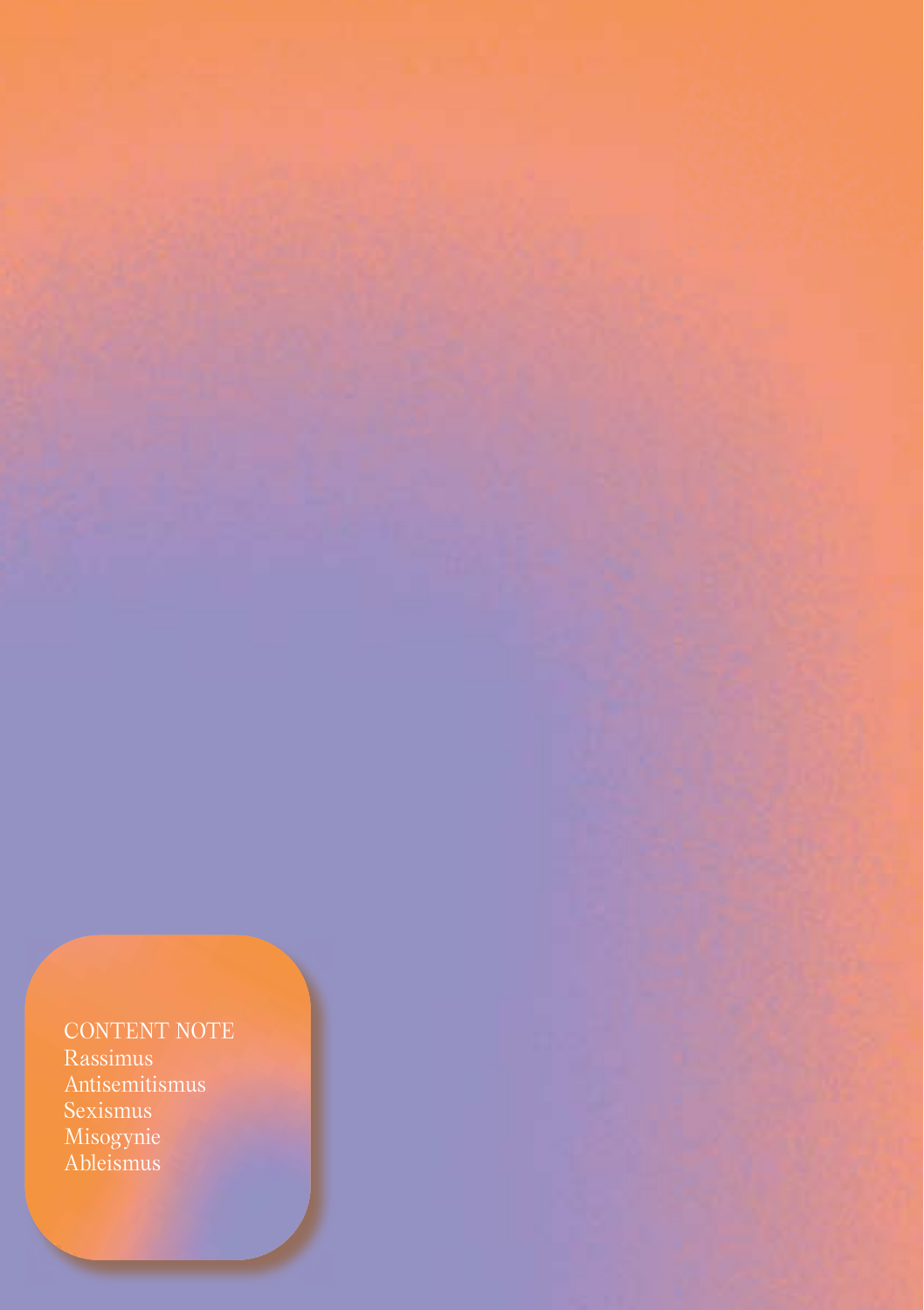CONTENT NOTE

- Rassimus
- Antisemitismus
- Sexismus
- Misogynie
- Ableismus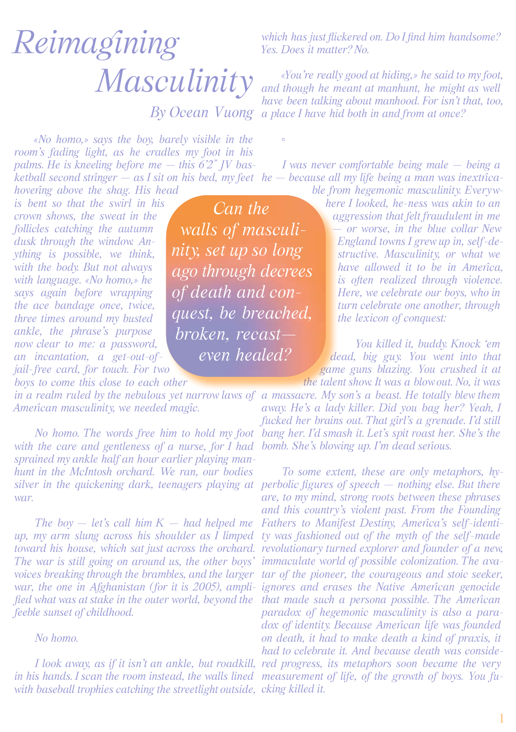# Reimagining Masculinity

### By Ocean Vuong

«No homo,» says the boy, barely visible in the room's fading light, as he cradles my foot in his palms. He is kneeling before me — this 6'2" JV basketball second stringer — as I sit on his bed, my feet hovering above the shag. His head is bent so that the swirl in his crown shows, the sweat in the follicles catching the autumn dusk through the window. Anything is possible, we think, with the body. But not always with language. «No homo,» he says again before wrapping the ace bandage once, twice, three times around my busted ankle, the phrase's purpose now clear to me: a password, an incantation, a get-out-of-jail-free card, for touch. For two boys to come this close to each other in a realm ruled by the nebulous yet narrow laws of American masculinity, we needed magic.

> Can the walls of masculinity, set up so long ago through decrees of death and conquest, be breached, broken, recast— even healed?

No homo. The words free him to hold my foot with the care and gentleness of a nurse, for I had sprained my ankle half an hour earlier playing manhunt in the McIntosh orchard. We ran, our bodies silver in the quickening dark, teenagers playing at war.

The boy — let's call him K — had helped me up, my arm slung across his shoulder as I limped toward his house, which sat just across the orchard. The war is still going on around us, the other boys' voices breaking through the brambles, and the larger war, the one in Afghanistan (for it is 2005), amplified what was at stake in the outer world, beyond the feeble sunset of childhood.

No homo.

I look away, as if it isn't an ankle, but roadkill, in his hands. I scan the room instead, the walls lined with baseball trophies catching the streetlight outside, which has just flickered on. Do I find him handsome? Yes. Does it matter? No.

«You're really good at hiding,» he said to my foot, and though he meant at manhunt, he might as well have been talking about manhood. For isn't that, too, a place I have hid both in and from at once?

◦

I was never comfortable being male — being a he — because all my life being a man was inextricable from hegemonic masculinity. Everywhere I looked, he-ness was akin to an aggression that felt fraudulent in me — or worse, in the blue collar New England towns I grew up in, self-destructive. Masculinity, or what we have allowed it to be in America, is often realized through violence. Here, we celebrate our boys, who in turn celebrate one another, through the lexicon of conquest:

You killed it, buddy. Knock 'em dead, big guy. You went into that game guns blazing. You crushed it at the talent show. It was a blowout. No, it was a massacre. My son's a beast. He totally blew them away. He's a lady killer. Did you bag her? Yeah, I fucked her brains out. That girl's a grenade. I'd still bang her. I'd smash it. Let's spit roast her. She's the bomb. She's blowing up. I'm dead serious.

To some extent, these are only metaphors, hyperbolic figures of speech — nothing else. But there are, to my mind, strong roots between these phrases and this country's violent past. From the Founding Fathers to Manifest Destiny, America's self-identity was fashioned out of the myth of the self-made revolutionary turned explorer and founder of a new, immaculate world of possible colonization. The avatar of the pioneer, the courageous and stoic seeker, ignores and erases the Native American genocide that made such a persona possible. The American paradox of hegemonic masculinity is also a paradox of identity. Because American life was founded on death, it had to make death a kind of praxis, it had to celebrate it. And because death was considered progress, its metaphors soon became the very measurement of life, of the growth of boys. You fucking killed it.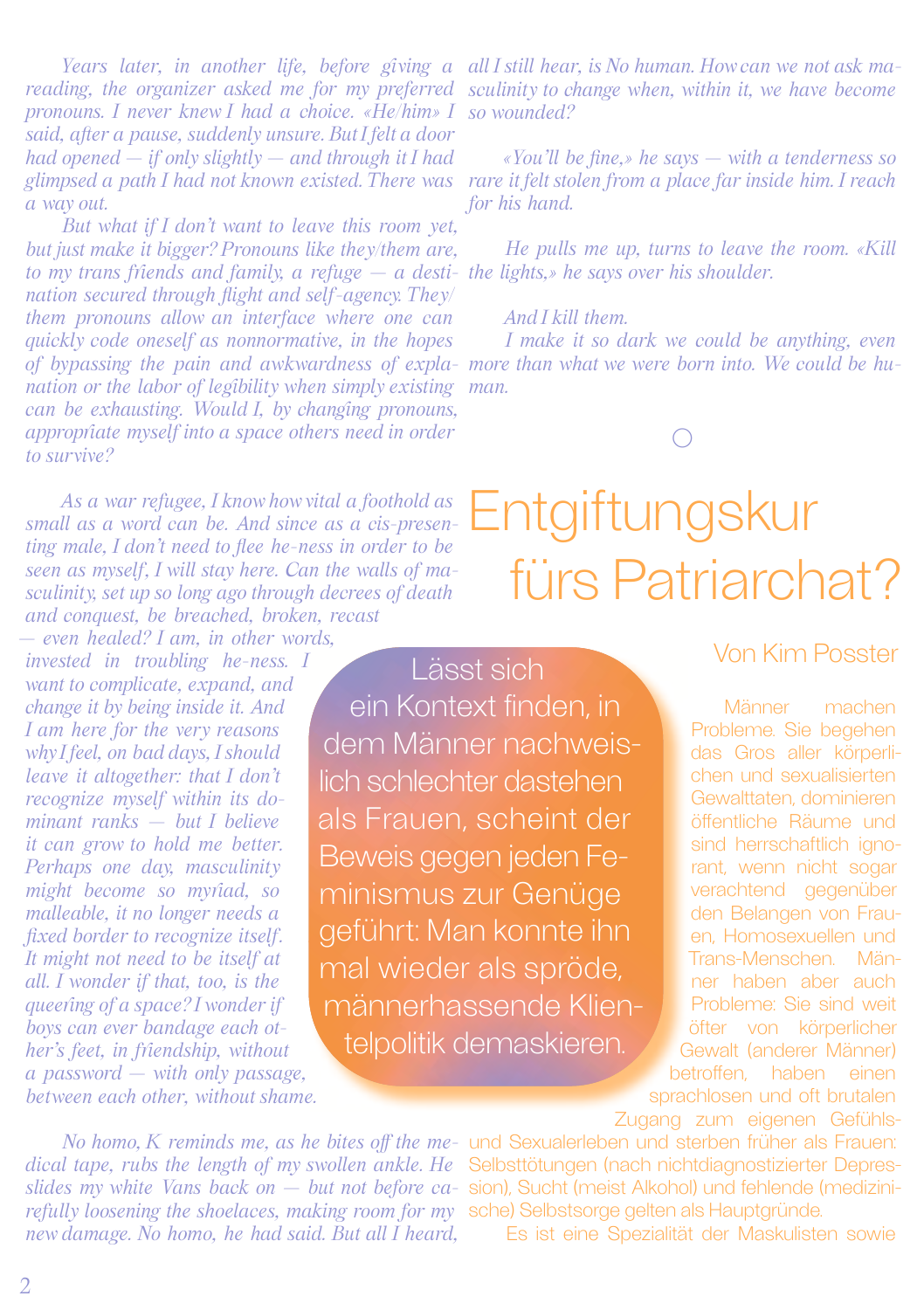*Years later, in another life, before giving a reading, the organizer asked me for my preferred pronouns. I never knew I had a choice. «He/him» I said, after a pause, suddenly unsure. But I felt a door had opened — if only slightly — and through it I had glimpsed a path I had not known existed. There was a way out.*

*But what if I don't want to leave this room yet, but just make it bigger? Pronouns like they/them are, to my trans friends and family, a refuge — a destination secured through flight and self-agency. They/them pronouns allow an interface where one can quickly code oneself as nonnormative, in the hopes of bypassing the pain and awkwardness of explanation or the labor of legibility when simply existing can be exhausting. Would I, by changing pronouns, appropriate myself into a space others need in order to survive?*

*As a war refugee, I know how vital a foothold as small as a word can be. And since as a cis-presenting male, I don't need to flee he-ness in order to be seen as myself, I will stay here. Can the walls of masculinity, set up so long ago through decrees of death and conquest, be breached, broken, recast — even healed? I am, in other words, invested in troubling he-ness. I want to complicate, expand, and change it by being inside it. And I am here for the very reasons why I feel, on bad days, I should leave it altogether: that I don't recognize myself within its dominant ranks — but I believe it can grow to hold me better. Perhaps one day, masculinity might become so myriad, so malleable, it no longer needs a fixed border to recognize itself. It might not need to be itself at all. I wonder if that, too, is the queering of a space? I wonder if boys can ever bandage each other's feet, in friendship, without a password — with only passage, between each other, without shame.*

*No homo, K reminds me, as he bites off the medical tape, rubs the length of my swollen ankle. He slides my white Vans back on — but not before carefully loosening the shoelaces, making room for my new damage. No homo, he had said. But all I heard, all I still hear, is No human. How can we not ask masculinity to change when, within it, we have become so wounded?*

*«You'll be fine,» he says — with a tenderness so rare it felt stolen from a place far inside him. I reach for his hand.*

*He pulls me up, turns to leave the room. «Kill the lights,» he says over his shoulder.*

*And I kill them.*

*I make it so dark we could be anything, even more than what we were born into. We could be human.*

○

# Entgiftungskur fürs Patriarchat?

Von Kim Posster

> Lässt sich ein Kontext finden, in dem Männer nachweislich schlechter dastehen als Frauen, scheint der Beweis gegen jeden Feminismus zur Genüge geführt: Man konnte ihn mal wieder als spröde, männerhassende Klientelpolitik demaskieren.

Männer machen Probleme. Sie begehen das Gros aller körperlichen und sexualisierten Gewalttaten, dominieren öffentliche Räume und sind herrschaftlich ignorant, wenn nicht sogar verachtend gegenüber den Belangen von Frauen, Homosexuellen und Trans-Menschen. Männer haben aber auch Probleme: Sie sind weit öfter von körperlicher Gewalt (anderer Männer) betroffen, haben einen sprachlosen und oft brutalen Zugang zum eigenen Gefühls- und Sexualerleben und sterben früher als Frauen: Selbsttötungen (nach nichtdiagnostizierter Depression), Sucht (meist Alkohol) und fehlende (medizinische) Selbstsorge gelten als Hauptgründe.

Es ist eine Spezialität der Maskulisten sowie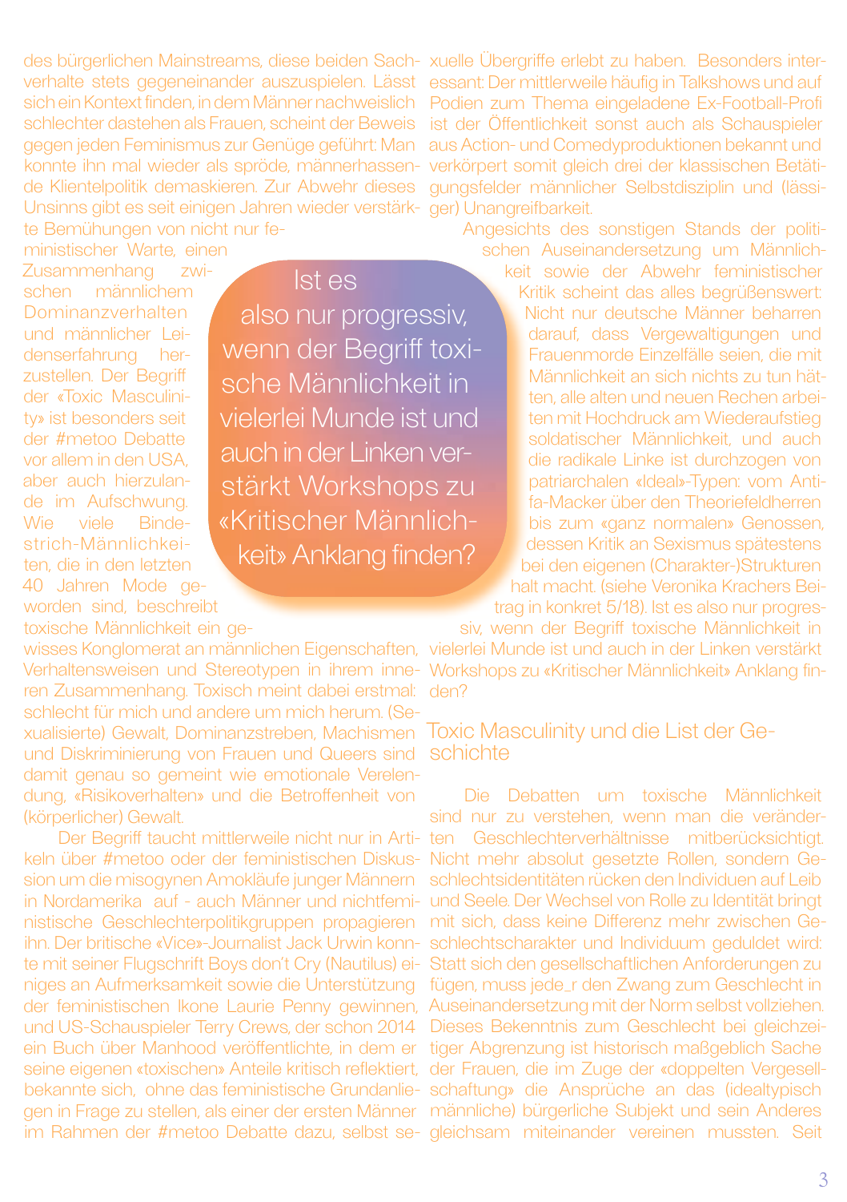des bürgerlichen Mainstreams, diese beiden Sachverhalte stets gegeneinander auszuspielen. Lässt sich ein Kontext finden, in dem Männer nachweislich schlechter dastehen als Frauen, scheint der Beweis gegen jeden Feminismus zur Genüge geführt: Man konnte ihn mal wieder als spröde, männerhassende Klientelpolitik demaskieren. Zur Abwehr dieses Unsinns gibt es seit einigen Jahren wieder verstärkte Bemühungen von nicht nur feministischer Warte, einen Zusammenhang zwischen männlichem Dominanzverhalten und männlicher Leidenserfahrung herzustellen. Der Begriff der «Toxic Masculinity» ist besonders seit der #metoo Debatte vor allem in den USA, aber auch hierzulande im Aufschwung. Wie viele Bindestrich-Männlichkeiten, die in den letzten 40 Jahren Mode geworden sind, beschreibt toxische Männlichkeit ein gewisses Konglomerat an männlichen Eigenschaften, Verhaltensweisen und Stereotypen in ihrem inneren Zusammenhang. Toxisch meint dabei erstmal: schlecht für mich und andere um mich herum. (Sexualisierte) Gewalt, Dominanzstreben, Machismen und Diskriminierung von Frauen und Queers sind damit genau so gemeint wie emotionale Verelendung, «Risikoverhalten» und die Betroffenheit von (körperlicher) Gewalt.

Der Begriff taucht mittlerweile nicht nur in Artikeln über #metoo oder der feministischen Diskussion um die misogynen Amokläufe junger Männern in Nordamerika auf - auch Männer und nichtfeministische Geschlechterpolitikgruppen propagieren ihn. Der britische «Vice»-Journalist Jack Urwin konnte mit seiner Flugschrift Boys don't Cry (Nautilus) einiges an Aufmerksamkeit sowie die Unterstützung der feministischen Ikone Laurie Penny gewinnen, und US-Schauspieler Terry Crews, der schon 2014 ein Buch über Manhood veröffentlichte, in dem er seine eigenen «toxischen» Anteile kritisch reflektiert, bekannte sich, ohne das feministische Grundanliegen in Frage zu stellen, als einer der ersten Männer im Rahmen der #metoo Debatte dazu, selbst sexuelle Übergriffe erlebt zu haben. Besonders interessant: Der mittlerweile häufig in Talkshows und auf Podien zum Thema eingeladene Ex-Football-Profi ist der Öffentlichkeit sonst auch als Schauspieler aus Action- und Comedyproduktionen bekannt und verkörpert somit gleich drei der klassischen Betätigungsfelder männlicher Selbstdisziplin und (lässiger) Unangreifbarkeit.

> Ist es also nur progressiv, wenn der Begriff toxische Männlichkeit in vielerlei Munde ist und auch in der Linken verstärkt Workshops zu «Kritischer Männlichkeit» Anklang finden?

Angesichts des sonstigen Stands der politischen Auseinandersetzung um Männlichkeit sowie der Abwehr feministischer Kritik scheint das alles begrüßenswert: Nicht nur deutsche Männer beharren darauf, dass Vergewaltigungen und Frauenmorde Einzelfälle seien, die mit Männlichkeit an sich nichts zu tun hätten, alle alten und neuen Rechen arbeiten mit Hochdruck am Wiederaufstieg soldatischer Männlichkeit, und auch die radikale Linke ist durchzogen von patriarchalen «Ideal»-Typen: vom Antifa-Macker über den Theoriefeldherren bis zum «ganz normalen» Genossen, dessen Kritik an Sexismus spätestens bei den eigenen (Charakter-)Strukturen halt macht. (siehe Veronika Krachers Beitrag in konkret 5/18). Ist es also nur progressiv, wenn der Begriff toxische Männlichkeit in vielerlei Munde ist und auch in der Linken verstärkt Workshops zu «Kritischer Männlichkeit» Anklang finden?

## Toxic Masculinity und die List der Geschichte

Die Debatten um toxische Männlichkeit sind nur zu verstehen, wenn man die veränderten Geschlechterverhältnisse mitberücksichtigt. Nicht mehr absolut gesetzte Rollen, sondern Geschlechtsidentitäten rücken den Individuen auf Leib und Seele. Der Wechsel von Rolle zu Identität bringt mit sich, dass keine Differenz mehr zwischen Geschlechtscharakter und Individuum geduldet wird: Statt sich den gesellschaftlichen Anforderungen zu fügen, muss jede_r den Zwang zum Geschlecht in Auseinandersetzung mit der Norm selbst vollziehen. Dieses Bekenntnis zum Geschlecht bei gleichzeitiger Abgrenzung ist historisch maßgeblich Sache der Frauen, die im Zuge der «doppelten Vergesellschaftung» die Ansprüche an das (idealtypisch männliche) bürgerliche Subjekt und sein Anderes gleichsam miteinander vereinen mussten. Seit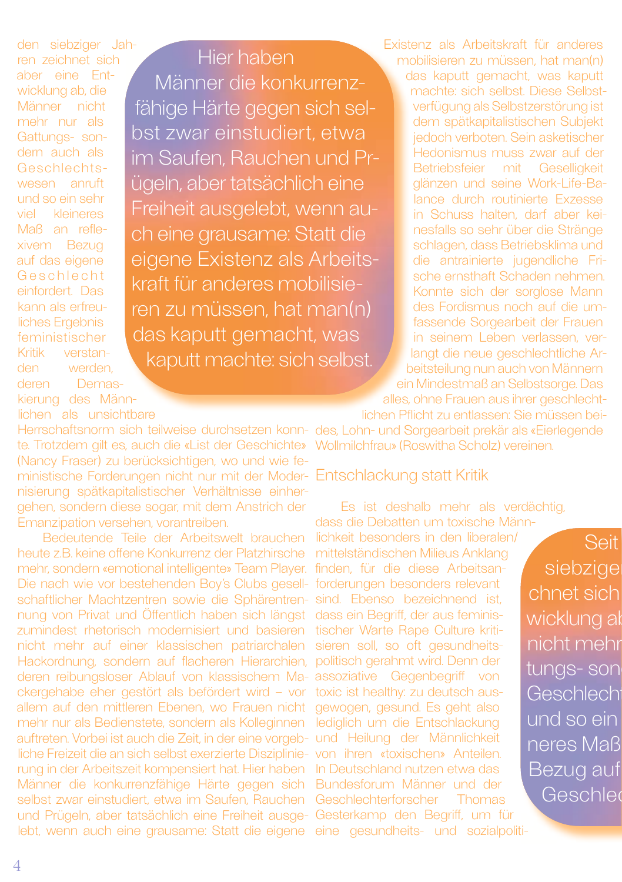den siebziger Jahren zeichnet sich aber eine Entwicklung ab, die Männer nicht mehr nur als Gattungs- sondern auch als Geschlechtswesen anruft und so ein sehr viel kleineres Maß an reflexivem Bezug auf das eigene Geschlecht einfordert. Das kann als erfreuliches Ergebnis feministischer Kritik verstanden werden, deren Demaskierung des Männlichen als unsichtbare Herrschaftsnorm sich teilweise durchsetzen konnte. Trotzdem gilt es, auch die «List der Geschichte» (Nancy Fraser) zu berücksichtigen, wo und wie feministische Forderungen nicht nur mit der Modernisierung spätkapitalistischer Verhältnisse einhergehen, sondern diese sogar, mit dem Anstrich der Emanzipation versehen, vorantreiben.

> Hier haben Männer die konkurrenzfähige Härte gegen sich selbst zwar einstudiert, etwa im Saufen, Rauchen und Prügeln, aber tatsächlich eine Freiheit ausgelebt, wenn auch eine grausame: Statt die eigene Existenz als Arbeitskraft für anderes mobilisieren zu müssen, hat man(n) das kaputt gemacht, was kaputt machte: sich selbst.

Bedeutende Teile der Arbeitswelt brauchen heute z.B. keine offene Konkurrenz der Platzhirsche mehr, sondern «emotional intelligente» Team Player. Die nach wie vor bestehenden Boy's Clubs gesellschaftlicher Machtzentren sowie die Sphärentrennung von Privat und Öffentlich haben sich längst zumindest rhetorisch modernisiert und basieren nicht mehr auf einer klassischen patriarchalen Hackordnung, sondern auf flacheren Hierarchien, deren reibungsloser Ablauf von klassischem Mackergehabe eher gestört als befördert wird – vor allem auf den mittleren Ebenen, wo Frauen nicht mehr nur als Bedienstete, sondern als Kolleginnen auftreten. Vorbei ist auch die Zeit, in der eine vorgebliche Freizeit die an sich selbst exerzierte Disziplinierung in der Arbeitszeit kompensiert hat. Hier haben Männer die konkurrenzfähige Härte gegen sich selbst zwar einstudiert, etwa im Saufen, Rauchen und Prügeln, aber tatsächlich eine Freiheit ausgelebt, wenn auch eine grausame: Statt die eigene Existenz als Arbeitskraft für anderes mobilisieren zu müssen, hat man(n) das kaputt gemacht, was kaputt machte: sich selbst. Diese Selbstverfügung als Selbstzerstörung ist dem spätkapitalistischen Subjekt jedoch verboten. Sein asketischer Hedonismus muss zwar auf der Betriebsfeier mit Geselligkeit glänzen und seine Work-Life-Balance durch routinierte Exzesse in Schuss halten, darf aber keinesfalls so sehr über die Stränge schlagen, dass Betriebsklima und die antrainierte jugendliche Frische ernsthaft Schaden nehmen. Konnte sich der sorglose Mann des Fordismus noch auf die umfassende Sorgearbeit der Frauen in seinem Leben verlassen, verlangt die neue geschlechtliche Arbeitsteilung nun auch von Männern ein Mindestmaß an Selbstsorge. Das alles, ohne Frauen aus ihrer geschlechtlichen Pflicht zu entlassen: Sie müssen beides, Lohn- und Sorgearbeit prekär als «Eierlegende Wollmilchfrau» (Roswitha Scholz) vereinen.

## Entschlackung statt Kritik

Es ist deshalb mehr als verdächtig, dass die Debatten um toxische Männlichkeit besonders in den liberalen/mittelständischen Milieus Anklang finden, für die diese Arbeitsanforderungen besonders relevant sind. Ebenso bezeichnend ist, dass ein Begriff, der aus feministischer Warte Rape Culture kritisieren soll, so oft gesundheitspolitisch gerahmt wird. Denn der assoziative Gegenbegriff von toxic ist healthy: zu deutsch ausgewogen, gesund. Es geht also lediglich um die Entschlackung und Heilung der Männlichkeit von ihren «toxischen» Anteilen. In Deutschland nutzen etwa das Bundesforum Männer und der Geschlechterforscher Thomas Gesterkamp den Begriff, um für eine gesundheits- und sozialpoliti-

> Seit siebzige[...] chnet sich [...] wicklung ab[...] nicht mehr [...] tungs- son[...] Geschlecht[...] und so ein [...] neres Maß [...] Bezug auf [...] Geschlec[...]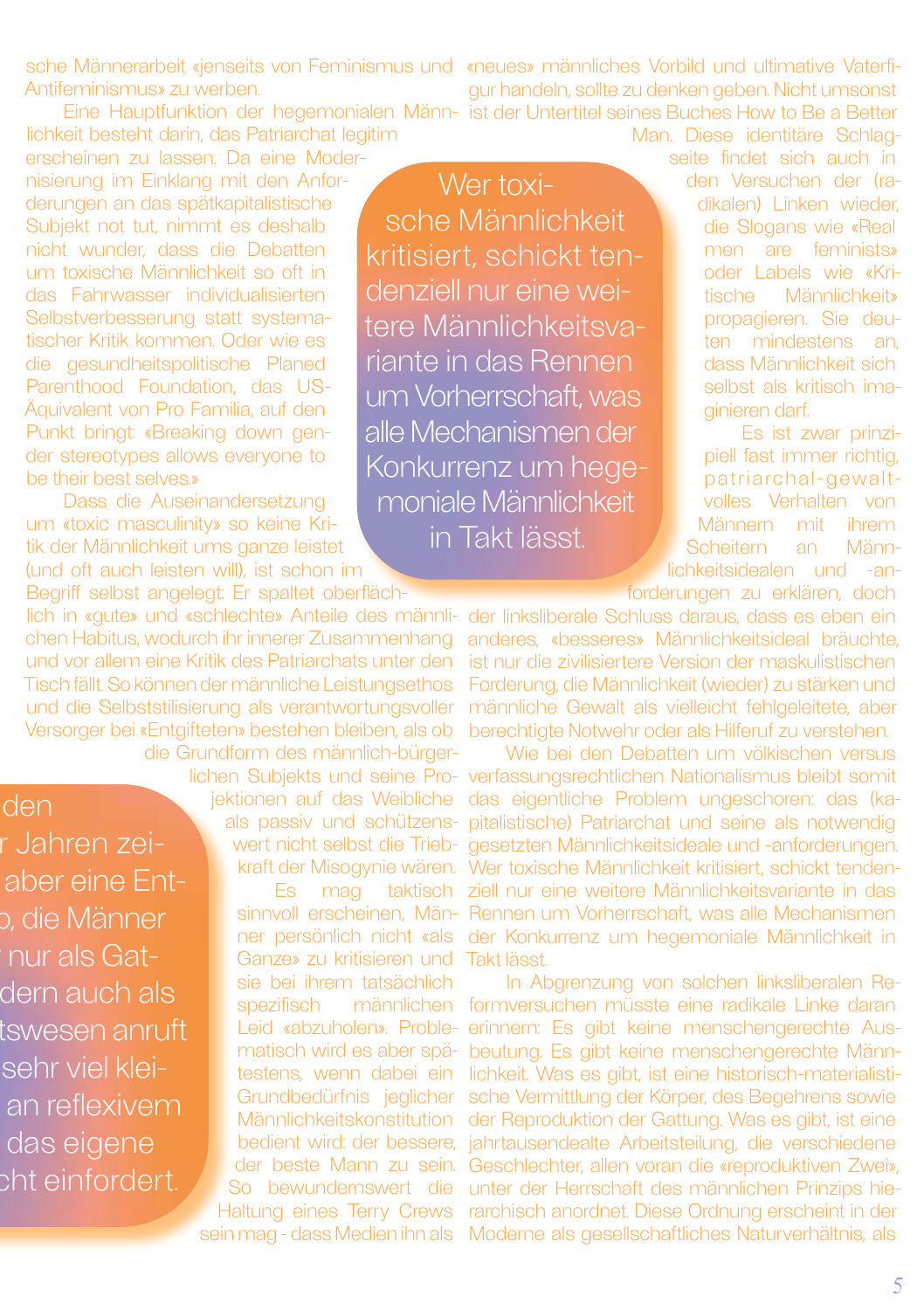sche Männerarbeit «jenseits von Feminismus und Antifeminismus» zu werben.

Eine Hauptfunktion der hegemonialen Männlichkeit besteht darin, das Patriarchat legitim erscheinen zu lassen. Da eine Modernisierung im Einklang mit den Anforderungen an das spätkapitalistische Subjekt not tut, nimmt es deshalb nicht wunder, dass die Debatten um toxische Männlichkeit so oft in das Fahrwasser individualisierten Selbstverbesserung statt systematischer Kritik kommen. Oder wie es die gesundheitspolitische Planed Parenthood Foundation, das US-Äquivalent von Pro Familia, auf den Punkt bringt: «Breaking down gender stereotypes allows everyone to be their best selves.»

Dass die Auseinandersetzung um «toxic masculinity» so keine Kritik der Männlichkeit ums ganze leistet (und oft auch leisten will), ist schon im Begriff selbst angelegt: Er spaltet oberflächlich in «gute» und «schlechte» Anteile des männlichen Habitus, wodurch ihr innerer Zusammenhang und vor allem eine Kritik des Patriarchats unter den Tisch fällt. So können der männliche Leistungsethos und die Selbststilisierung als verantwortungsvoller Versorger bei «Entgifteten» bestehen bleiben, als ob die Grundform des männlich-bürgerlichen Subjekts und seine Projektionen auf das Weibliche als passiv und schützenswert nicht selbst die Triebkraft der Misogynie wären.

Es mag taktisch sinnvoll erscheinen, Männer persönlich nicht «als Ganze» zu kritisieren und sie bei ihrem tatsächlich spezifisch männlichen Leid «abzuholen». Problematisch wird es aber spätestens, wenn dabei ein Grundbedürfnis jeglicher Männlichkeitskonstitution bedient wird: der bessere, der beste Mann zu sein. So bewundernswert die Haltung eines Terry Crews sein mag - dass Medien ihn als «neues» männliches Vorbild und ultimative Vaterfigur handeln, sollte zu denken geben. Nicht umsonst ist der Untertitel seines Buches How to Be a Better Man. Diese identitäre Schlagseite findet sich auch in den Versuchen der (radikalen) Linken wieder, die Slogans wie «Real men are feminists» oder Labels wie «Kritische Männlichkeit» propagieren. Sie deuten mindestens an, dass Männlichkeit sich selbst als kritisch imaginieren darf.

> Wer toxische Männlichkeit kritisiert, schickt tendenziell nur eine weitere Männlichkeitsvariante in das Rennen um Vorherrschaft, was alle Mechanismen der Konkurrenz um hegemoniale Männlichkeit in Takt lässt.

Es ist zwar prinzipiell fast immer richtig, patriarchal-gewaltvolles Verhalten von Männern mit ihrem Scheitern an Männlichkeitsidealen und -anforderungen zu erklären, doch der linksliberale Schluss daraus, dass es eben ein anderes, «besseres» Männlichkeitsideal bräuchte, ist nur die zivilisiertere Version der maskulistischen Forderung, die Männlichkeit (wieder) zu stärken und männliche Gewalt als vielleicht fehlgeleitete, aber berechtigte Notwehr oder als Hilferuf zu verstehen.

Wie bei den Debatten um völkischen versus verfassungsrechtlichen Nationalismus bleibt somit das eigentliche Problem ungeschoren: das (kapitalistische) Patriarchat und seine als notwendig gesetzten Männlichkeitsideale und -anforderungen. Wer toxische Männlichkeit kritisiert, schickt tendenziell nur eine weitere Männlichkeitsvariante in das Rennen um Vorherrschaft, was alle Mechanismen der Konkurrenz um hegemoniale Männlichkeit in Takt lässt.

In Abgrenzung von solchen linksliberalen Reformversuchen müsste eine radikale Linke daran erinnern: Es gibt keine menschengerechte Ausbeutung. Es gibt keine menschengerechte Männlichkeit. Was es gibt, ist eine historisch-materialistische Vermittlung der Körper, des Begehrens sowie der Reproduktion der Gattung. Was es gibt, ist eine jahrtausendealte Arbeitsteilung, die verschiedene Geschlechter, allen voran die «reproduktiven Zwei», unter der Herrschaft des männlichen Prinzips hierarchisch anordnet. Diese Ordnung erscheint in der Moderne als gesellschaftliches Naturverhältnis, als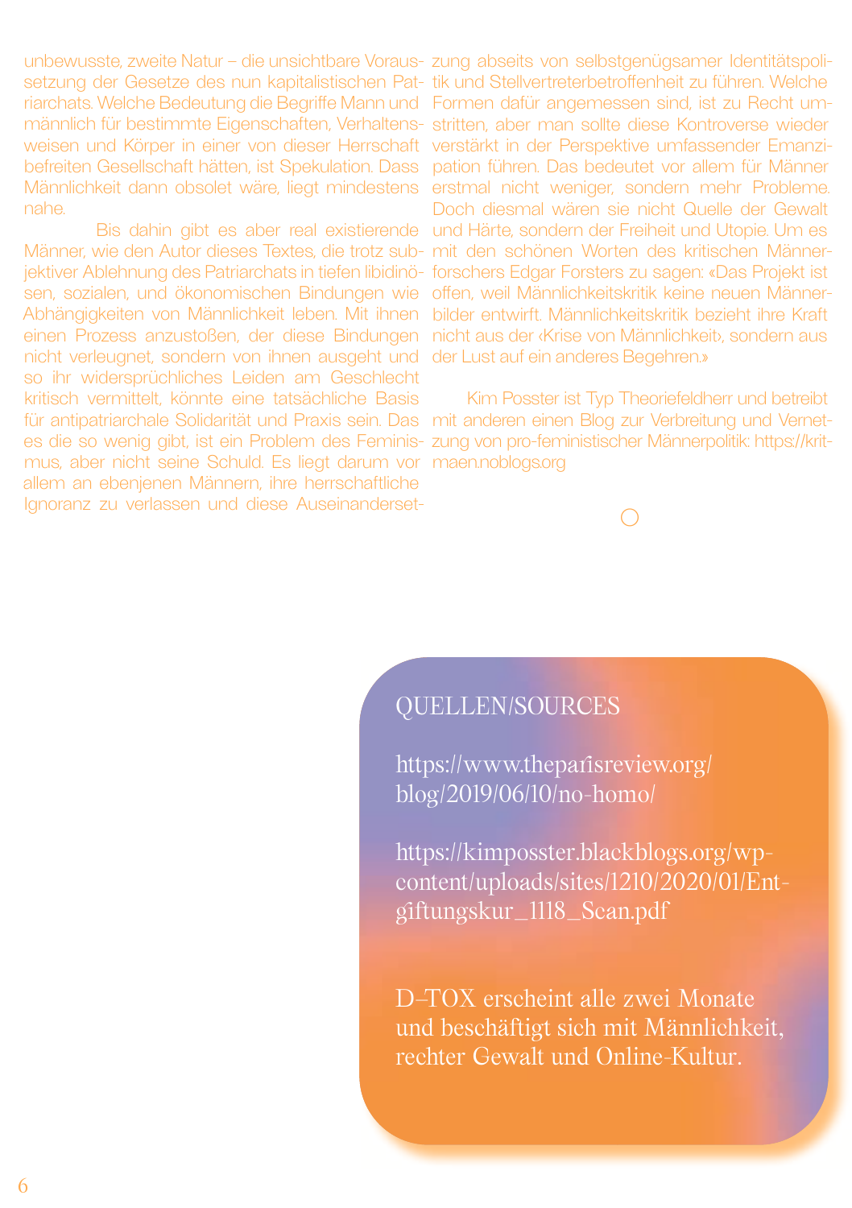unbewusste, zweite Natur – die unsichtbare Voraussetzung der Gesetze des nun kapitalistischen Patriarchats. Welche Bedeutung die Begriffe Mann und männlich für bestimmte Eigenschaften, Verhaltensweisen und Körper in einer von dieser Herrschaft befreiten Gesellschaft hätten, ist Spekulation. Dass Männlichkeit dann obsolet wäre, liegt mindestens nahe.

Bis dahin gibt es aber real existierende Männer, wie den Autor dieses Textes, die trotz subjektiver Ablehnung des Patriarchats in tiefen libidinösen, sozialen, und ökonomischen Bindungen wie Abhängigkeiten von Männlichkeit leben. Mit ihnen einen Prozess anzustoßen, der diese Bindungen nicht verleugnet, sondern von ihnen ausgeht und so ihr widersprüchliches Leiden am Geschlecht kritisch vermittelt, könnte eine tatsächliche Basis für antipatriarchale Solidarität und Praxis sein. Das es die so wenig gibt, ist ein Problem des Feminismus, aber nicht seine Schuld. Es liegt darum vor allem an ebenjenen Männern, ihre herrschaftliche Ignoranz zu verlassen und diese Auseinandersetzung abseits von selbstgenügsamer Identitätspolitik und Stellvertreterbetroffenheit zu führen. Welche Formen dafür angemessen sind, ist zu Recht umstritten, aber man sollte diese Kontroverse wieder verstärkt in der Perspektive umfassender Emanzipation führen. Das bedeutet vor allem für Männer erstmal nicht weniger, sondern mehr Probleme. Doch diesmal wären sie nicht Quelle der Gewalt und Härte, sondern der Freiheit und Utopie. Um es mit den schönen Worten des kritischen Männerforschers Edgar Forsters zu sagen: «Das Projekt ist offen, weil Männlichkeitskritik keine neuen Männerbilder entwirft. Männlichkeitskritik bezieht ihre Kraft nicht aus der ‹Krise von Männlichkeit›, sondern aus der Lust auf ein anderes Begehren.»

Kim Posster ist Typ Theoriefeldherr und betreibt mit anderen einen Blog zur Verbreitung und Vernetzung von pro-feministischer Männerpolitik: https://kritmaen.noblogs.org

QUELLEN/SOURCES

https://www.theparisreview.org/blog/2019/06/10/no-homo/

https://kimposster.blackblogs.org/wp-content/uploads/sites/1210/2020/01/Entgiftungskur_1118_Scan.pdf

D–TOX erscheint alle zwei Monate und beschäftigt sich mit Männlichkeit, rechter Gewalt und Online-Kultur.